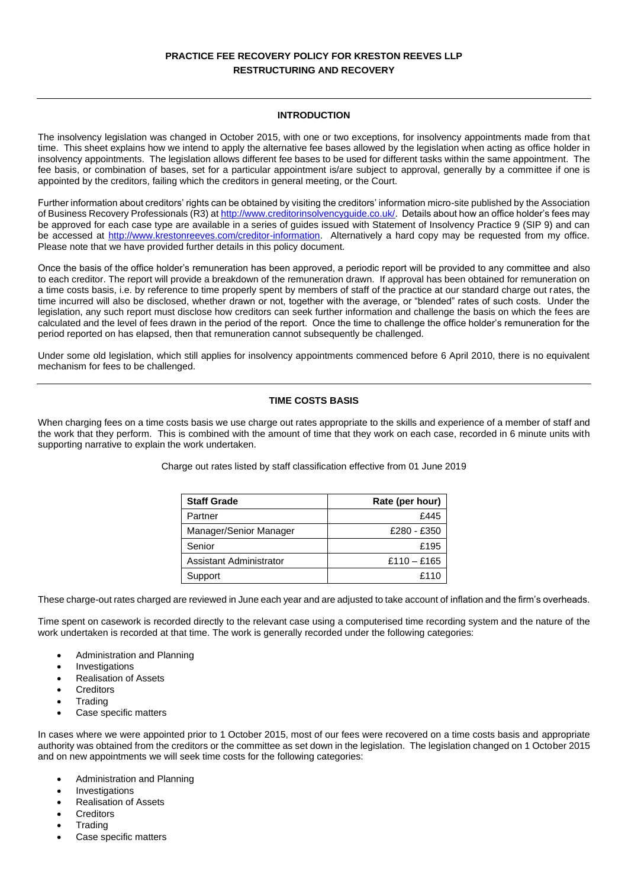# PRACTICE FEE RECOVERY POLICY FOR KRESTON REEVES LLP
## RESTRUCTURING AND RECOVERY

---

### INTRODUCTION

The insolvency legislation was changed in October 2015, with one or two exceptions, for insolvency appointments made from that time. This sheet explains how we intend to apply the alternative fee bases allowed by the legislation when acting as office holder in insolvency appointments. The legislation allows different fee bases to be used for different tasks within the same appointment. The fee basis, or combination of bases, set for a particular appointment is/are subject to approval, generally by a committee if one is appointed by the creditors, failing which the creditors in general meeting, or the Court.

Further information about creditors' rights can be obtained by visiting the creditors' information micro-site published by the Association of Business Recovery Professionals (R3) at [http://www.creditorinsolvencyguide.co.uk/](http://www.creditorinsolvencyguide.co.uk/). Details about how an office holder's fees may be approved for each case type are available in a series of guides issued with Statement of Insolvency Practice 9 (SIP 9) and can be accessed at [http://www.krestonreeves.com/creditor-information](http://www.krestonreeves.com/creditor-information). Alternatively a hard copy may be requested from my office. Please note that we have provided further details in this policy document.

Once the basis of the office holder's remuneration has been approved, a periodic report will be provided to any committee and also to each creditor. The report will provide a breakdown of the remuneration drawn. If approval has been obtained for remuneration on a time costs basis, i.e. by reference to time properly spent by members of staff of the practice at our standard charge out rates, the time incurred will also be disclosed, whether drawn or not, together with the average, or "blended" rates of such costs. Under the legislation, any such report must disclose how creditors can seek further information and challenge the basis on which the fees are calculated and the level of fees drawn in the period of the report. Once the time to challenge the office holder's remuneration for the period reported on has elapsed, then that remuneration cannot subsequently be challenged.

Under some old legislation, which still applies for insolvency appointments commenced before 6 April 2010, there is no equivalent mechanism for fees to be challenged.

---

### TIME COSTS BASIS

When charging fees on a time costs basis we use charge out rates appropriate to the skills and experience of a member of staff and the work that they perform. This is combined with the amount of time that they work on each case, recorded in 6 minute units with supporting narrative to explain the work undertaken.

Charge out rates listed by staff classification effective from 01 June 2019

| Staff Grade | Rate (per hour) |
|---|---:|
| Partner | £445 |
| Manager/Senior Manager | £280 - £350 |
| Senior | £195 |
| Assistant Administrator | £110 – £165 |
| Support | £110 |

These charge-out rates charged are reviewed in June each year and are adjusted to take account of inflation and the firm's overheads.

Time spent on casework is recorded directly to the relevant case using a computerised time recording system and the nature of the work undertaken is recorded at that time. The work is generally recorded under the following categories:

- Administration and Planning
- Investigations
- Realisation of Assets
- Creditors
- Trading
- Case specific matters

In cases where we were appointed prior to 1 October 2015, most of our fees were recovered on a time costs basis and appropriate authority was obtained from the creditors or the committee as set down in the legislation. The legislation changed on 1 October 2015 and on new appointments we will seek time costs for the following categories:

- Administration and Planning
- Investigations
- Realisation of Assets
- Creditors
- Trading
- Case specific matters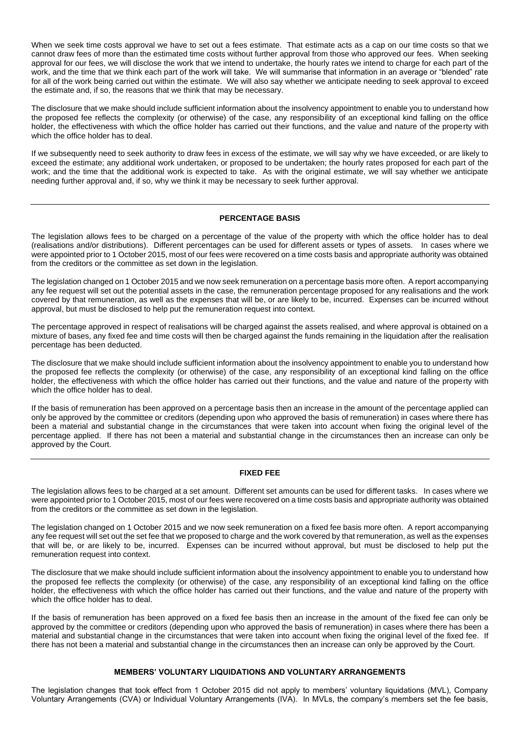When we seek time costs approval we have to set out a fees estimate. That estimate acts as a cap on our time costs so that we cannot draw fees of more than the estimated time costs without further approval from those who approved our fees. When seeking approval for our fees, we will disclose the work that we intend to undertake, the hourly rates we intend to charge for each part of the work, and the time that we think each part of the work will take. We will summarise that information in an average or "blended" rate for all of the work being carried out within the estimate. We will also say whether we anticipate needing to seek approval to exceed the estimate and, if so, the reasons that we think that may be necessary.

The disclosure that we make should include sufficient information about the insolvency appointment to enable you to understand how the proposed fee reflects the complexity (or otherwise) of the case, any responsibility of an exceptional kind falling on the office holder, the effectiveness with which the office holder has carried out their functions, and the value and nature of the property with which the office holder has to deal.

If we subsequently need to seek authority to draw fees in excess of the estimate, we will say why we have exceeded, or are likely to exceed the estimate; any additional work undertaken, or proposed to be undertaken; the hourly rates proposed for each part of the work; and the time that the additional work is expected to take. As with the original estimate, we will say whether we anticipate needing further approval and, if so, why we think it may be necessary to seek further approval.

---

## PERCENTAGE BASIS

The legislation allows fees to be charged on a percentage of the value of the property with which the office holder has to deal (realisations and/or distributions). Different percentages can be used for different assets or types of assets. In cases where we were appointed prior to 1 October 2015, most of our fees were recovered on a time costs basis and appropriate authority was obtained from the creditors or the committee as set down in the legislation.

The legislation changed on 1 October 2015 and we now seek remuneration on a percentage basis more often. A report accompanying any fee request will set out the potential assets in the case, the remuneration percentage proposed for any realisations and the work covered by that remuneration, as well as the expenses that will be, or are likely to be, incurred. Expenses can be incurred without approval, but must be disclosed to help put the remuneration request into context.

The percentage approved in respect of realisations will be charged against the assets realised, and where approval is obtained on a mixture of bases, any fixed fee and time costs will then be charged against the funds remaining in the liquidation after the realisation percentage has been deducted.

The disclosure that we make should include sufficient information about the insolvency appointment to enable you to understand how the proposed fee reflects the complexity (or otherwise) of the case, any responsibility of an exceptional kind falling on the office holder, the effectiveness with which the office holder has carried out their functions, and the value and nature of the property with which the office holder has to deal.

If the basis of remuneration has been approved on a percentage basis then an increase in the amount of the percentage applied can only be approved by the committee or creditors (depending upon who approved the basis of remuneration) in cases where there has been a material and substantial change in the circumstances that were taken into account when fixing the original level of the percentage applied. If there has not been a material and substantial change in the circumstances then an increase can only be approved by the Court.

---

## FIXED FEE

The legislation allows fees to be charged at a set amount. Different set amounts can be used for different tasks. In cases where we were appointed prior to 1 October 2015, most of our fees were recovered on a time costs basis and appropriate authority was obtained from the creditors or the committee as set down in the legislation.

The legislation changed on 1 October 2015 and we now seek remuneration on a fixed fee basis more often. A report accompanying any fee request will set out the set fee that we proposed to charge and the work covered by that remuneration, as well as the expenses that will be, or are likely to be, incurred. Expenses can be incurred without approval, but must be disclosed to help put the remuneration request into context.

The disclosure that we make should include sufficient information about the insolvency appointment to enable you to understand how the proposed fee reflects the complexity (or otherwise) of the case, any responsibility of an exceptional kind falling on the office holder, the effectiveness with which the office holder has carried out their functions, and the value and nature of the property with which the office holder has to deal.

If the basis of remuneration has been approved on a fixed fee basis then an increase in the amount of the fixed fee can only be approved by the committee or creditors (depending upon who approved the basis of remuneration) in cases where there has been a material and substantial change in the circumstances that were taken into account when fixing the original level of the fixed fee. If there has not been a material and substantial change in the circumstances then an increase can only be approved by the Court.

## MEMBERS' VOLUNTARY LIQUIDATIONS AND VOLUNTARY ARRANGEMENTS

The legislation changes that took effect from 1 October 2015 did not apply to members' voluntary liquidations (MVL), Company Voluntary Arrangements (CVA) or Individual Voluntary Arrangements (IVA). In MVLs, the company's members set the fee basis,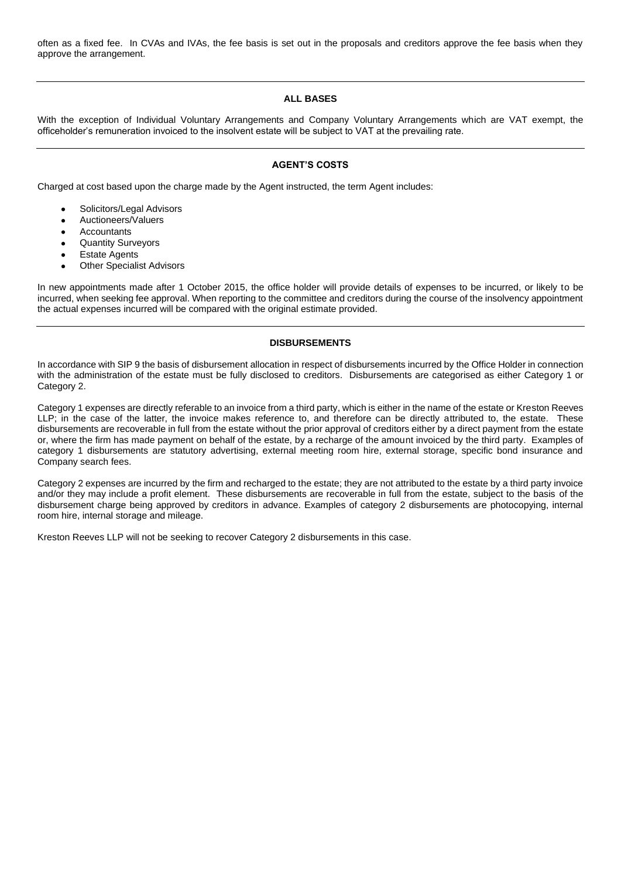often as a fixed fee. In CVAs and IVAs, the fee basis is set out in the proposals and creditors approve the fee basis when they approve the arrangement.

---

## ALL BASES

With the exception of Individual Voluntary Arrangements and Company Voluntary Arrangements which are VAT exempt, the officeholder's remuneration invoiced to the insolvent estate will be subject to VAT at the prevailing rate.

---

## AGENT'S COSTS

Charged at cost based upon the charge made by the Agent instructed, the term Agent includes:

- Solicitors/Legal Advisors
- Auctioneers/Valuers
- Accountants
- Quantity Surveyors
- Estate Agents
- Other Specialist Advisors

In new appointments made after 1 October 2015, the office holder will provide details of expenses to be incurred, or likely to be incurred, when seeking fee approval. When reporting to the committee and creditors during the course of the insolvency appointment the actual expenses incurred will be compared with the original estimate provided.

---

## DISBURSEMENTS

In accordance with SIP 9 the basis of disbursement allocation in respect of disbursements incurred by the Office Holder in connection with the administration of the estate must be fully disclosed to creditors. Disbursements are categorised as either Category 1 or Category 2.

Category 1 expenses are directly referable to an invoice from a third party, which is either in the name of the estate or Kreston Reeves LLP; in the case of the latter, the invoice makes reference to, and therefore can be directly attributed to, the estate. These disbursements are recoverable in full from the estate without the prior approval of creditors either by a direct payment from the estate or, where the firm has made payment on behalf of the estate, by a recharge of the amount invoiced by the third party. Examples of category 1 disbursements are statutory advertising, external meeting room hire, external storage, specific bond insurance and Company search fees.

Category 2 expenses are incurred by the firm and recharged to the estate; they are not attributed to the estate by a third party invoice and/or they may include a profit element. These disbursements are recoverable in full from the estate, subject to the basis of the disbursement charge being approved by creditors in advance. Examples of category 2 disbursements are photocopying, internal room hire, internal storage and mileage.

Kreston Reeves LLP will not be seeking to recover Category 2 disbursements in this case.